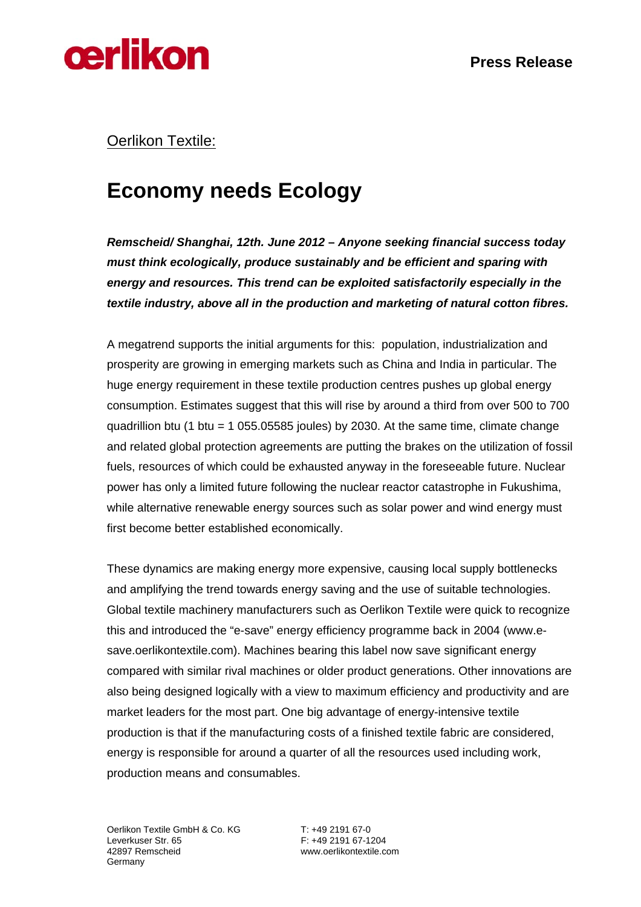Press Release

Oerlikon Textile:

# Economy needs Ecology

***Remscheid/ Shanghai, 12th. June 2012 – Anyone seeking financial success today must think ecologically, produce sustainably and be efficient and sparing with energy and resources. This trend can be exploited satisfactorily especially in the textile industry, above all in the production and marketing of natural cotton fibres.***

A megatrend supports the initial arguments for this: population, industrialization and prosperity are growing in emerging markets such as China and India in particular. The huge energy requirement in these textile production centres pushes up global energy consumption. Estimates suggest that this will rise by around a third from over 500 to 700 quadrillion btu (1 btu = 1 055.05585 joules) by 2030. At the same time, climate change and related global protection agreements are putting the brakes on the utilization of fossil fuels, resources of which could be exhausted anyway in the foreseeable future. Nuclear power has only a limited future following the nuclear reactor catastrophe in Fukushima, while alternative renewable energy sources such as solar power and wind energy must first become better established economically.

These dynamics are making energy more expensive, causing local supply bottlenecks and amplifying the trend towards energy saving and the use of suitable technologies. Global textile machinery manufacturers such as Oerlikon Textile were quick to recognize this and introduced the "e-save" energy efficiency programme back in 2004 (www.e-save.oerlikontextile.com). Machines bearing this label now save significant energy compared with similar rival machines or older product generations. Other innovations are also being designed logically with a view to maximum efficiency and productivity and are market leaders for the most part. One big advantage of energy-intensive textile production is that if the manufacturing costs of a finished textile fabric are considered, energy is responsible for around a quarter of all the resources used including work, production means and consumables.

Oerlikon Textile GmbH & Co. KG
Leverkuser Str. 65
42897 Remscheid
Germany

T: +49 2191 67-0
F: +49 2191 67-1204
www.oerlikontextile.com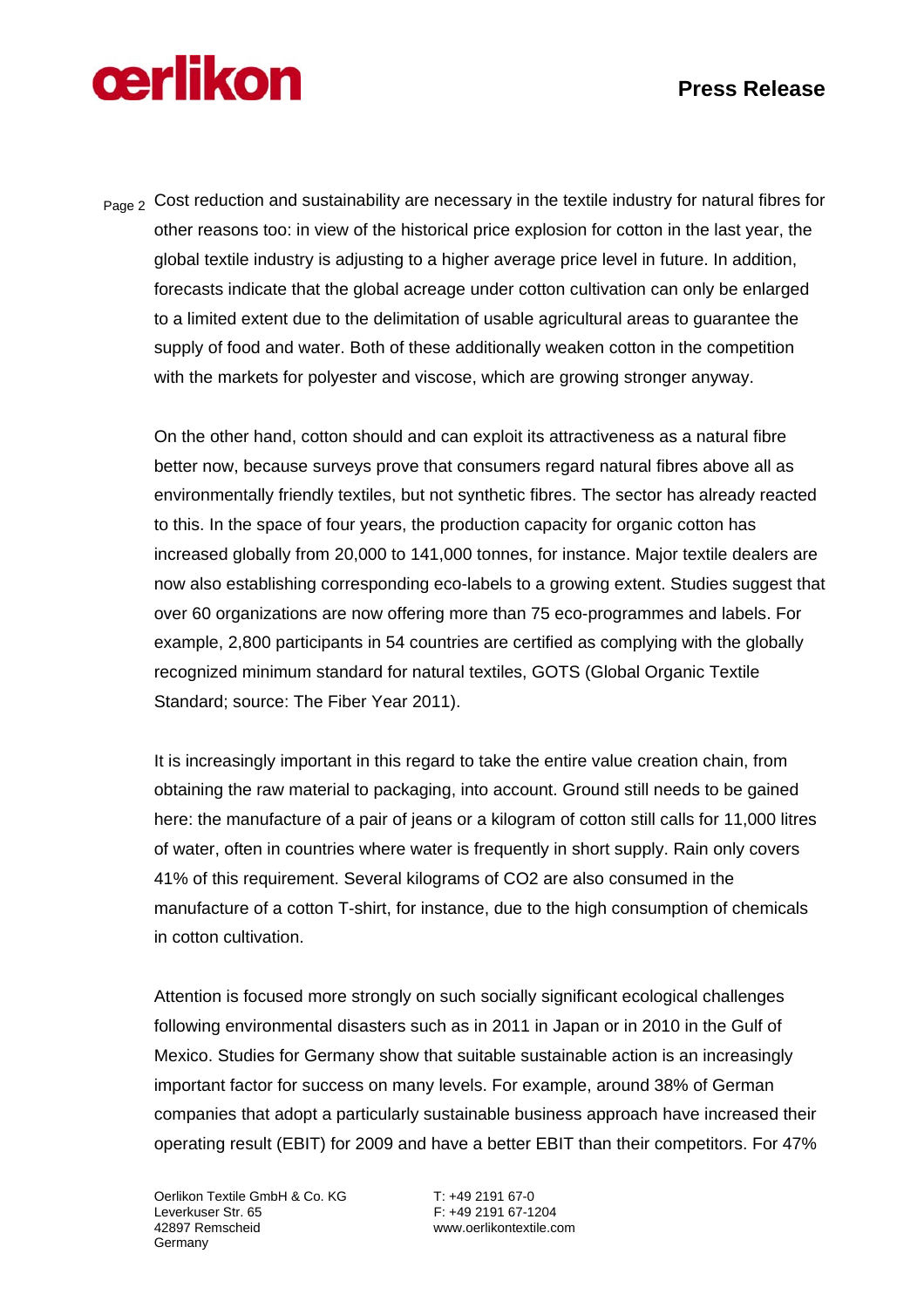Cost reduction and sustainability are necessary in the textile industry for natural fibres for other reasons too: in view of the historical price explosion for cotton in the last year, the global textile industry is adjusting to a higher average price level in future. In addition, forecasts indicate that the global acreage under cotton cultivation can only be enlarged to a limited extent due to the delimitation of usable agricultural areas to guarantee the supply of food and water. Both of these additionally weaken cotton in the competition with the markets for polyester and viscose, which are growing stronger anyway.

On the other hand, cotton should and can exploit its attractiveness as a natural fibre better now, because surveys prove that consumers regard natural fibres above all as environmentally friendly textiles, but not synthetic fibres. The sector has already reacted to this. In the space of four years, the production capacity for organic cotton has increased globally from 20,000 to 141,000 tonnes, for instance. Major textile dealers are now also establishing corresponding eco-labels to a growing extent. Studies suggest that over 60 organizations are now offering more than 75 eco-programmes and labels. For example, 2,800 participants in 54 countries are certified as complying with the globally recognized minimum standard for natural textiles, GOTS (Global Organic Textile Standard; source: The Fiber Year 2011).

It is increasingly important in this regard to take the entire value creation chain, from obtaining the raw material to packaging, into account. Ground still needs to be gained here: the manufacture of a pair of jeans or a kilogram of cotton still calls for 11,000 litres of water, often in countries where water is frequently in short supply. Rain only covers 41% of this requirement. Several kilograms of $CO_2$ are also consumed in the manufacture of a cotton T-shirt, for instance, due to the high consumption of chemicals in cotton cultivation.

Attention is focused more strongly on such socially significant ecological challenges following environmental disasters such as in 2011 in Japan or in 2010 in the Gulf of Mexico. Studies for Germany show that suitable sustainable action is an increasingly important factor for success on many levels. For example, around 38% of German companies that adopt a particularly sustainable business approach have increased their operating result (EBIT) for 2009 and have a better EBIT than their competitors. For 47%

Oerlikon Textile GmbH & Co. KG
Leverkuser Str. 65
42897 Remscheid
Germany

T: +49 2191 67-0
F: +49 2191 67-1204
www.oerlikontextile.com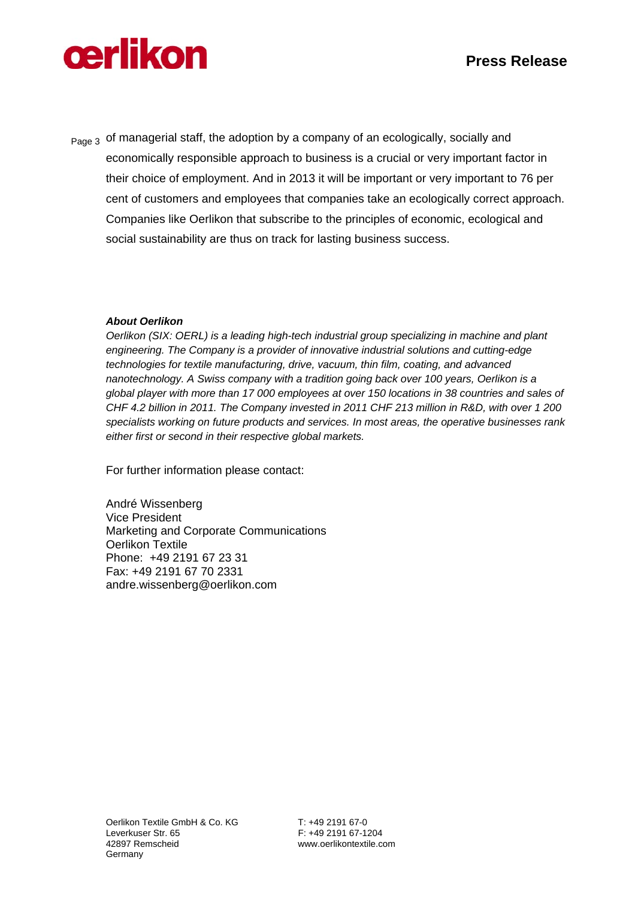of managerial staff, the adoption by a company of an ecologically, socially and economically responsible approach to business is a crucial or very important factor in their choice of employment. And in 2013 it will be important or very important to 76 per cent of customers and employees that companies take an ecologically correct approach. Companies like Oerlikon that subscribe to the principles of economic, ecological and social sustainability are thus on track for lasting business success.

***About Oerlikon***

*Oerlikon (SIX: OERL) is a leading high-tech industrial group specializing in machine and plant engineering. The Company is a provider of innovative industrial solutions and cutting-edge technologies for textile manufacturing, drive, vacuum, thin film, coating, and advanced nanotechnology. A Swiss company with a tradition going back over 100 years, Oerlikon is a global player with more than 17 000 employees at over 150 locations in 38 countries and sales of CHF 4.2 billion in 2011. The Company invested in 2011 CHF 213 million in R&D, with over 1 200 specialists working on future products and services. In most areas, the operative businesses rank either first or second in their respective global markets.*

For further information please contact:

André Wissenberg
Vice President
Marketing and Corporate Communications
Oerlikon Textile
Phone: +49 2191 67 23 31
Fax: +49 2191 67 70 2331
andre.wissenberg@oerlikon.com

Oerlikon Textile GmbH & Co. KG
Leverkuser Str. 65
42897 Remscheid
Germany

T: +49 2191 67-0
F: +49 2191 67-1204
www.oerlikontextile.com